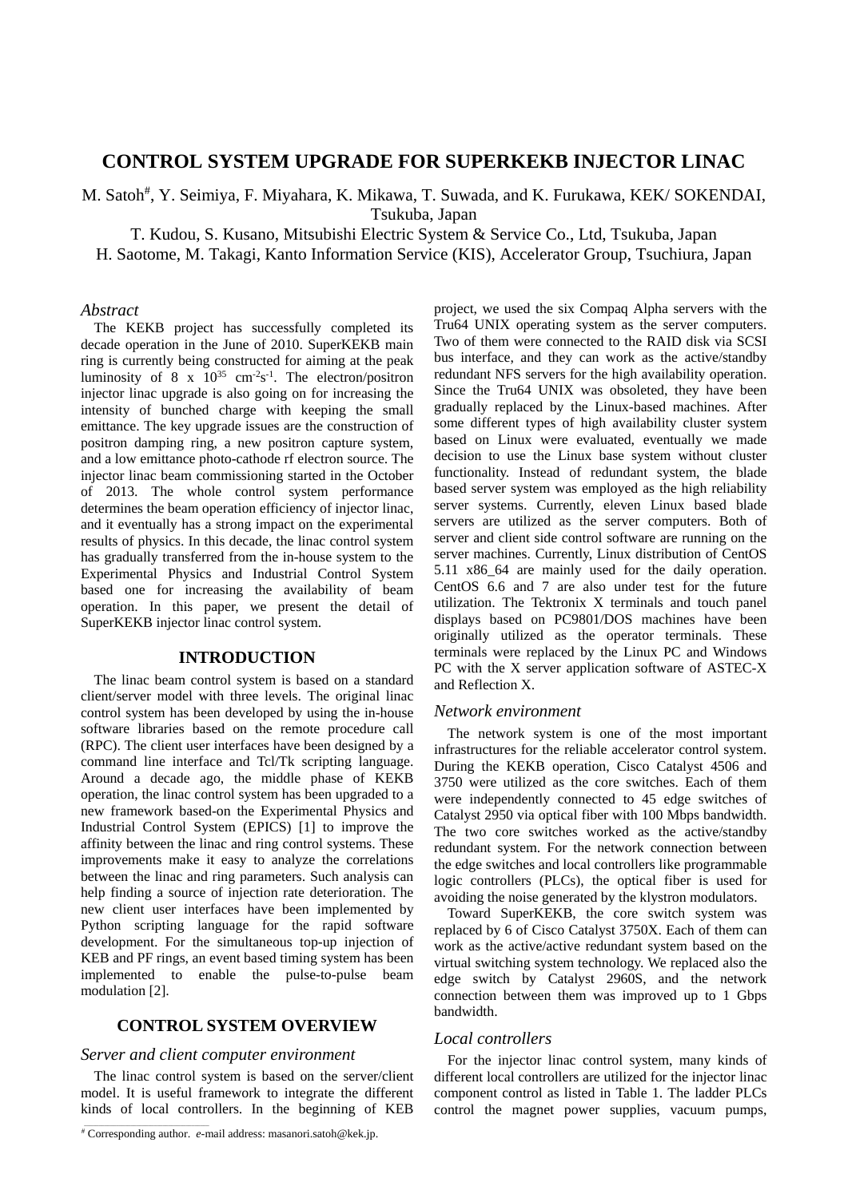# CONTROL SYSTEM UPGRADE FOR SUPERKEKB INJECTOR LINAC

M. Satoh[#], Y. Seimiya, F. Miyahara, K. Mikawa, T. Suwada, and K. Furukawa, KEK/ SOKENDAI, Tsukuba, Japan

T. Kudou, S. Kusano, Mitsubishi Electric System & Service Co., Ltd, Tsukuba, Japan

H. Saotome, M. Takagi, Kanto Information Service (KIS), Accelerator Group, Tsuchiura, Japan

### *Abstract*

The KEKB project has successfully completed its decade operation in the June of 2010. SuperKEKB main ring is currently being constructed for aiming at the peak luminosity of 8 x $10^{35}$ $cm^{-2}s^{-1}$. The electron/positron injector linac upgrade is also going on for increasing the intensity of bunched charge with keeping the small emittance. The key upgrade issues are the construction of positron damping ring, a new positron capture system, and a low emittance photo-cathode rf electron source. The injector linac beam commissioning started in the October of 2013. The whole control system performance determines the beam operation efficiency of injector linac, and it eventually has a strong impact on the experimental results of physics. In this decade, the linac control system has gradually transferred from the in-house system to the Experimental Physics and Industrial Control System based one for increasing the availability of beam operation. In this paper, we present the detail of SuperKEKB injector linac control system.

## INTRODUCTION

The linac beam control system is based on a standard client/server model with three levels. The original linac control system has been developed by using the in-house software libraries based on the remote procedure call (RPC). The client user interfaces have been designed by a command line interface and Tcl/Tk scripting language. Around a decade ago, the middle phase of KEKB operation, the linac control system has been upgraded to a new framework based-on the Experimental Physics and Industrial Control System (EPICS) [1] to improve the affinity between the linac and ring control systems. These improvements make it easy to analyze the correlations between the linac and ring parameters. Such analysis can help finding a source of injection rate deterioration. The new client user interfaces have been implemented by Python scripting language for the rapid software development. For the simultaneous top-up injection of KEB and PF rings, an event based timing system has been implemented to enable the pulse-to-pulse beam modulation [2].

## CONTROL SYSTEM OVERVIEW

### *Server and client computer environment*

The linac control system is based on the server/client model. It is useful framework to integrate the different kinds of local controllers. In the beginning of KEB project, we used the six Compaq Alpha servers with the Tru64 UNIX operating system as the server computers. Two of them were connected to the RAID disk via SCSI bus interface, and they can work as the active/standby redundant NFS servers for the high availability operation. Since the Tru64 UNIX was obsoleted, they have been gradually replaced by the Linux-based machines. After some different types of high availability cluster system based on Linux were evaluated, eventually we made decision to use the Linux base system without cluster functionality. Instead of redundant system, the blade based server system was employed as the high reliability server systems. Currently, eleven Linux based blade servers are utilized as the server computers. Both of server and client side control software are running on the server machines. Currently, Linux distribution of CentOS 5.11 x86_64 are mainly used for the daily operation. CentOS 6.6 and 7 are also under test for the future utilization. The Tektronix X terminals and touch panel displays based on PC9801/DOS machines have been originally utilized as the operator terminals. These terminals were replaced by the Linux PC and Windows PC with the X server application software of ASTEC-X and Reflection X.

### *Network environment*

The network system is one of the most important infrastructures for the reliable accelerator control system. During the KEKB operation, Cisco Catalyst 4506 and 3750 were utilized as the core switches. Each of them were independently connected to 45 edge switches of Catalyst 2950 via optical fiber with 100 Mbps bandwidth. The two core switches worked as the active/standby redundant system. For the network connection between the edge switches and local controllers like programmable logic controllers (PLCs), the optical fiber is used for avoiding the noise generated by the klystron modulators.

Toward SuperKEKB, the core switch system was replaced by 6 of Cisco Catalyst 3750X. Each of them can work as the active/active redundant system based on the virtual switching system technology. We replaced also the edge switch by Catalyst 2960S, and the network connection between them was improved up to 1 Gbps bandwidth.

### *Local controllers*

For the injector linac control system, many kinds of different local controllers are utilized for the injector linac component control as listed in Table 1. The ladder PLCs control the magnet power supplies, vacuum pumps,

[#] Corresponding author. e-mail address: masanori.satoh@kek.jp.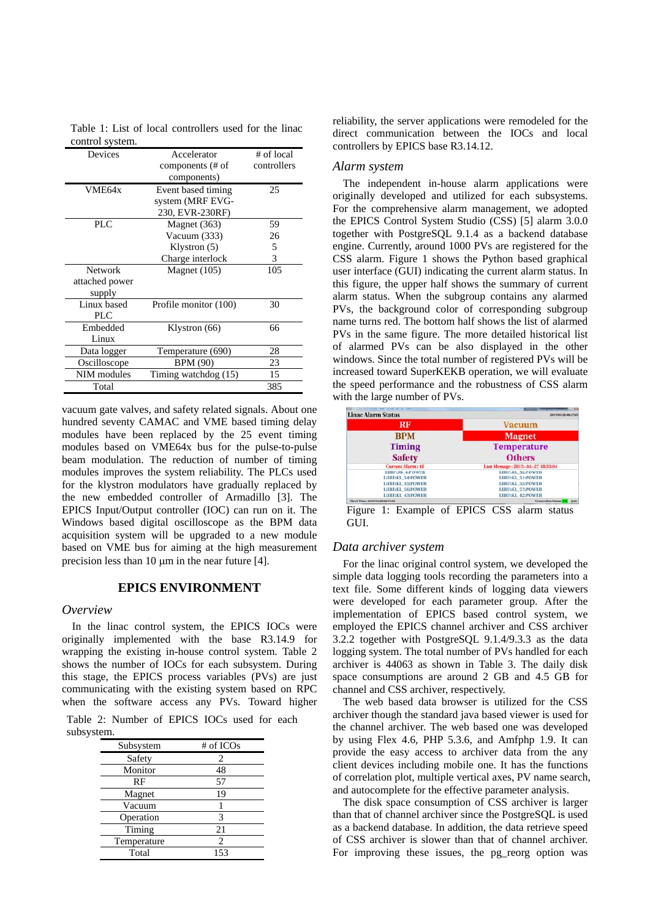Table 1: List of local controllers used for the linac control system.

| Devices | Accelerator components (# of components) | # of local controllers |
|---|---|---|
| VME64x | Event based timing system (MRF EVG-230, EVR-230RF) | 25 |
| PLC | Magnet (363) | 59 |
| | Vacuum (333) | 26 |
| | Klystron (5) | 5 |
| | Charge interlock | 3 |
| Network attached power supply | Magnet (105) | 105 |
| Linux based PLC | Profile monitor (100) | 30 |
| Embedded Linux | Klystron (66) | 66 |
| Data logger | Temperature (690) | 28 |
| Oscilloscope | BPM (90) | 23 |
| NIM modules | Timing watchdog (15) | 15 |
| Total | | 385 |

vacuum gate valves, and safety related signals. About one hundred seventy CAMAC and VME based timing delay modules have been replaced by the 25 event timing modules based on VME64x bus for the pulse-to-pulse beam modulation. The reduction of number of timing modules improves the system reliability. The PLCs used for the klystron modulators have gradually replaced by the new embedded controller of Armadillo [3]. The EPICS Input/Output controller (IOC) can run on it. The Windows based digital oscilloscope as the BPM data acquisition system will be upgraded to a new module based on VME bus for aiming at the high measurement precision less than 10 μm in the near future [4].

## EPICS ENVIRONMENT

### *Overview*

In the linac control system, the EPICS IOCs were originally implemented with the base R3.14.9 for wrapping the existing in-house control system. Table 2 shows the number of IOCs for each subsystem. During this stage, the EPICS process variables (PVs) are just communicating with the existing system based on RPC when the software access any PVs. Toward higher reliability, the server applications were remodeled for the direct communication between the IOCs and local controllers by EPICS base R3.14.12.

Table 2: Number of EPICS IOCs used for each subsystem.

| Subsystem | # of ICOs |
|---|---|
| Safety | 2 |
| Monitor | 48 |
| RF | 57 |
| Magnet | 19 |
| Vacuum | 1 |
| Operation | 3 |
| Timing | 21 |
| Temperature | 2 |
| Total | 153 |

### *Alarm system*

The independent in-house alarm applications were originally developed and utilized for each subsystems. For the comprehensive alarm management, we adopted the EPICS Control System Studio (CSS) [5] alarm 3.0.0 together with PostgreSQL 9.1.4 as a backend database engine. Currently, around 1000 PVs are registered for the CSS alarm. Figure 1 shows the Python based graphical user interface (GUI) indicating the current alarm status. In this figure, the upper half shows the summary of current alarm status. When the subgroup contains any alarmed PVs, the background color of corresponding subgroup name turns red. The bottom half shows the list of alarmed PVs in the same figure. The more detailed historical list of alarmed PVs can be also displayed in the other windows. Since the total number of registered PVs will be increased toward SuperKEKB operation, we will evaluate the speed performance and the robustness of CSS alarm with the large number of PVs.

Figure 1: Example of EPICS CSS alarm status GUI.

### *Data archiver system*

For the linac original control system, we developed the simple data logging tools recording the parameters into a text file. Some different kinds of logging data viewers were developed for each parameter group. After the implementation of EPICS based control system, we employed the EPICS channel archiver and CSS archiver 3.2.2 together with PostgreSQL 9.1.4/9.3.3 as the data logging system. The total number of PVs handled for each archiver is 44063 as shown in Table 3. The daily disk space consumptions are around 2 GB and 4.5 GB for channel and CSS archiver, respectively.

The web based data browser is utilized for the CSS archiver though the standard java based viewer is used for the channel archiver. The web based one was developed by using Flex 4.6, PHP 5.3.6, and Amfphp 1.9. It can provide the easy access to archiver data from the any client devices including mobile one. It has the functions of correlation plot, multiple vertical axes, PV name search, and autocomplete for the effective parameter analysis.

The disk space consumption of CSS archiver is larger than that of channel archiver since the PostgreSQL is used as a backend database. In addition, the data retrieve speed of CSS archiver is slower than that of channel archiver. For improving these issues, the pg_reorg option was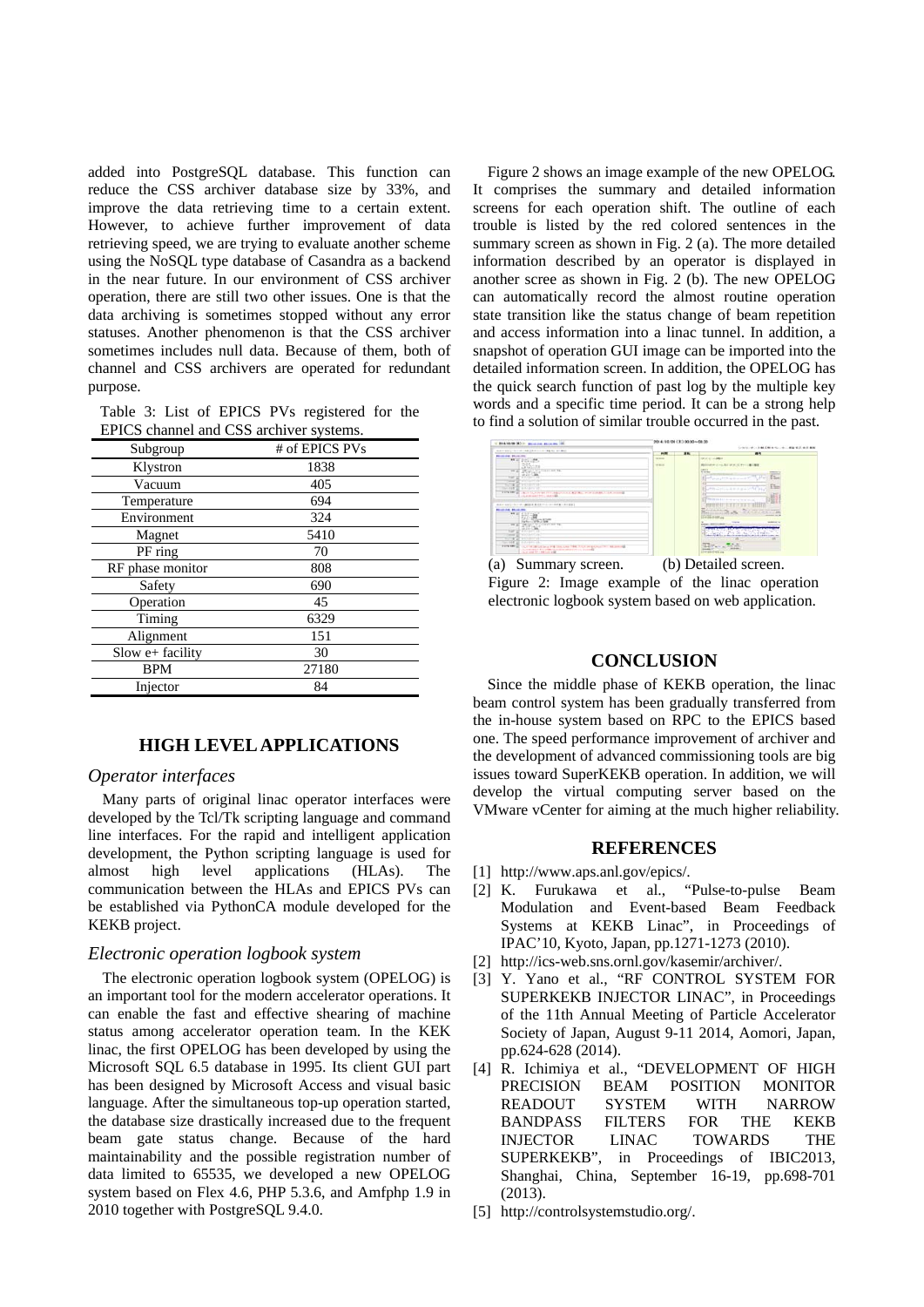added into PostgreSQL database. This function can reduce the CSS archiver database size by 33%, and improve the data retrieving time to a certain extent. However, to achieve further improvement of data retrieving speed, we are trying to evaluate another scheme using the NoSQL type database of Casandra as a backend in the near future. In our environment of CSS archiver operation, there are still two other issues. One is that the data archiving is sometimes stopped without any error statuses. Another phenomenon is that the CSS archiver sometimes includes null data. Because of them, both of channel and CSS archivers are operated for redundant purpose.

Table 3: List of EPICS PVs registered for the EPICS channel and CSS archiver systems.

| Subgroup | # of EPICS PVs |
|---|---|
| Klystron | 1838 |
| Vacuum | 405 |
| Temperature | 694 |
| Environment | 324 |
| Magnet | 5410 |
| PF ring | 70 |
| RF phase monitor | 808 |
| Safety | 690 |
| Operation | 45 |
| Timing | 6329 |
| Alignment | 151 |
| Slow e+ facility | 30 |
| BPM | 27180 |
| Injector | 84 |

## HIGH LEVEL APPLICATIONS

### *Operator interfaces*

Many parts of original linac operator interfaces were developed by the Tcl/Tk scripting language and command line interfaces. For the rapid and intelligent application development, the Python scripting language is used for almost high level applications (HLAs). The communication between the HLAs and EPICS PVs can be established via PythonCA module developed for the KEKB project.

### *Electronic operation logbook system*

The electronic operation logbook system (OPELOG) is an important tool for the modern accelerator operations. It can enable the fast and effective shearing of machine status among accelerator operation team. In the KEK linac, the first OPELOG has been developed by using the Microsoft SQL 6.5 database in 1995. Its client GUI part has been designed by Microsoft Access and visual basic language. After the simultaneous top-up operation started, the database size drastically increased due to the frequent beam gate status change. Because of the hard maintainability and the possible registration number of data limited to 65535, we developed a new OPELOG system based on Flex 4.6, PHP 5.3.6, and Amfphp 1.9 in 2010 together with PostgreSQL 9.4.0.

Figure 2 shows an image example of the new OPELOG. It comprises the summary and detailed information screens for each operation shift. The outline of each trouble is listed by the red colored sentences in the summary screen as shown in Fig. 2 (a). The more detailed information described by an operator is displayed in another scree as shown in Fig. 2 (b). The new OPELOG can automatically record the almost routine operation state transition like the status change of beam repetition and access information into a linac tunnel. In addition, a snapshot of operation GUI image can be imported into the detailed information screen. In addition, the OPELOG has the quick search function of past log by the multiple key words and a specific time period. It can be a strong help to find a solution of similar trouble occurred in the past.

(a) Summary screen. (b) Detailed screen.

Figure 2: Image example of the linac operation electronic logbook system based on web application.

## CONCLUSION

Since the middle phase of KEKB operation, the linac beam control system has been gradually transferred from the in-house system based on RPC to the EPICS based one. The speed performance improvement of archiver and the development of advanced commissioning tools are big issues toward SuperKEKB operation. In addition, we will develop the virtual computing server based on the VMware vCenter for aiming at the much higher reliability.

## REFERENCES

[1] http://www.aps.anl.gov/epics/.

[2] K. Furukawa et al., "Pulse-to-pulse Beam Modulation and Event-based Beam Feedback Systems at KEKB Linac", in Proceedings of IPAC'10, Kyoto, Japan, pp.1271-1273 (2010).

[2] http://ics-web.sns.ornl.gov/kasemir/archiver/.

[3] Y. Yano et al., "RF CONTROL SYSTEM FOR SUPERKEKB INJECTOR LINAC", in Proceedings of the 11th Annual Meeting of Particle Accelerator Society of Japan, August 9-11 2014, Aomori, Japan, pp.624-628 (2014).

[4] R. Ichimiya et al., "DEVELOPMENT OF HIGH PRECISION BEAM POSITION MONITOR READOUT SYSTEM WITH NARROW BANDPASS FILTERS FOR THE KEKB INJECTOR LINAC TOWARDS THE SUPERKEKB", in Proceedings of IBIC2013, Shanghai, China, September 16-19, pp.698-701 (2013).

[5] http://controlsystemstudio.org/.